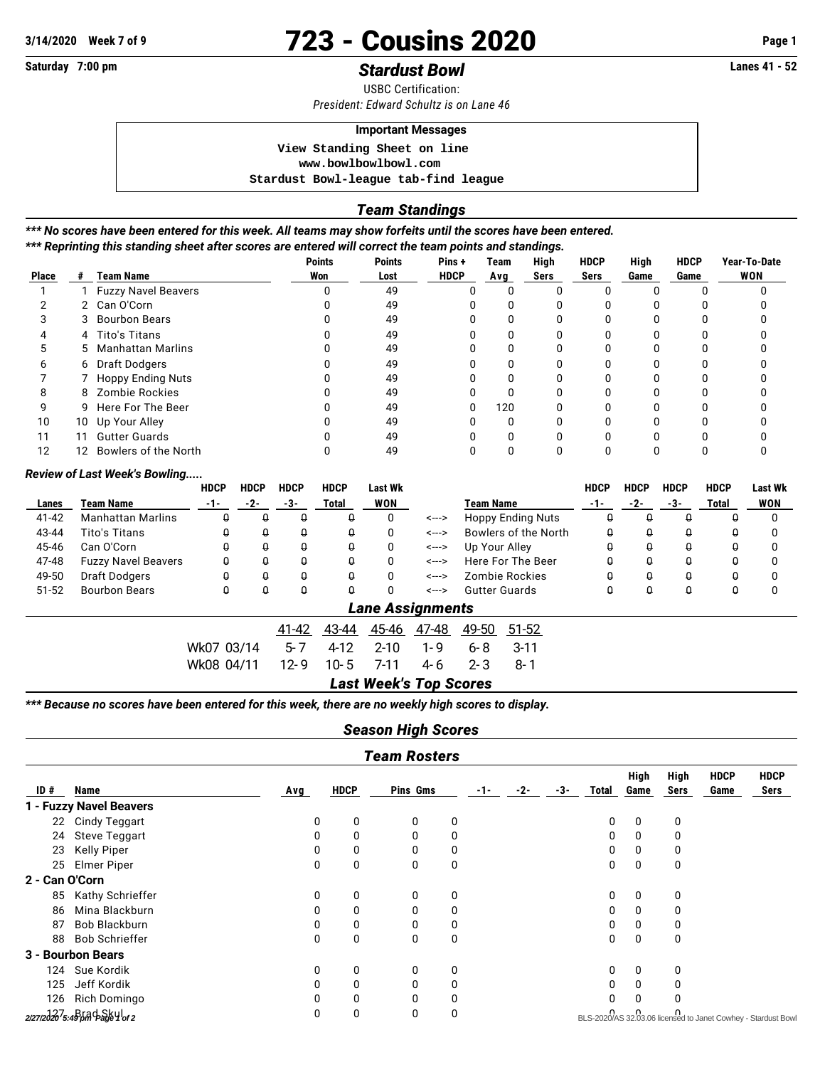# 723 - Cousins 2020

3/14/2020 Week 7 of 9

Saturday 7:00 pm

## *Stardust Bowl*

Lanes 41 - 52

USBC Certification:

*President: Edward Schultz is on Lane 46*

**Important Messages**

```
View Standing Sheet on line
www.bowlbowlbowl.com
Stardust Bowl-league tab-find league
```

## *Team Standings*

***\*\*\* No scores have been entered for this week. All teams may show forfeits until the scores have been entered.***

***\*\*\* Reprinting this standing sheet after scores are entered will correct the team points and standings.***

| Place | # | Team Name | Points Won | Points Lost | Pins + HDCP | Team Avg | High Sers | HDCP Sers | High Game | HDCP Game | Year-To-Date WON |
|---|---|---|---|---|---|---|---|---|---|---|---|
| 1 | 1 | Fuzzy Navel Beavers | 0 | 49 | 0 | 0 | 0 | 0 | 0 | 0 | 0 |
| 2 | 2 | Can O'Corn | 0 | 49 | 0 | 0 | 0 | 0 | 0 | 0 | 0 |
| 3 | 3 | Bourbon Bears | 0 | 49 | 0 | 0 | 0 | 0 | 0 | 0 | 0 |
| 4 | 4 | Tito's Titans | 0 | 49 | 0 | 0 | 0 | 0 | 0 | 0 | 0 |
| 5 | 5 | Manhattan Marlins | 0 | 49 | 0 | 0 | 0 | 0 | 0 | 0 | 0 |
| 6 | 6 | Draft Dodgers | 0 | 49 | 0 | 0 | 0 | 0 | 0 | 0 | 0 |
| 7 | 7 | Hoppy Ending Nuts | 0 | 49 | 0 | 0 | 0 | 0 | 0 | 0 | 0 |
| 8 | 8 | Zombie Rockies | 0 | 49 | 0 | 0 | 0 | 0 | 0 | 0 | 0 |
| 9 | 9 | Here For The Beer | 0 | 49 | 0 | 120 | 0 | 0 | 0 | 0 | 0 |
| 10 | 10 | Up Your Alley | 0 | 49 | 0 | 0 | 0 | 0 | 0 | 0 | 0 |
| 11 | 11 | Gutter Guards | 0 | 49 | 0 | 0 | 0 | 0 | 0 | 0 | 0 |
| 12 | 12 | Bowlers of the North | 0 | 49 | 0 | 0 | 0 | 0 | 0 | 0 | 0 |

### *Review of Last Week's Bowling.....*

| Lanes | Team Name | HDCP -1- | HDCP -2- | HDCP -3- | HDCP Total | Last Wk WON | | Team Name | HDCP -1- | HDCP -2- | HDCP -3- | HDCP Total | Last Wk WON |
|---|---|---|---|---|---|---|---|---|---|---|---|---|---|
| 41-42 | Manhattan Marlins | 0 | 0 | 0 | 0 | 0 | <---> | Hoppy Ending Nuts | 0 | 0 | 0 | 0 | 0 |
| 43-44 | Tito's Titans | 0 | 0 | 0 | 0 | 0 | <---> | Bowlers of the North | 0 | 0 | 0 | 0 | 0 |
| 45-46 | Can O'Corn | 0 | 0 | 0 | 0 | 0 | <---> | Up Your Alley | 0 | 0 | 0 | 0 | 0 |
| 47-48 | Fuzzy Navel Beavers | 0 | 0 | 0 | 0 | 0 | <---> | Here For The Beer | 0 | 0 | 0 | 0 | 0 |
| 49-50 | Draft Dodgers | 0 | 0 | 0 | 0 | 0 | <---> | Zombie Rockies | 0 | 0 | 0 | 0 | 0 |
| 51-52 | Bourbon Bears | 0 | 0 | 0 | 0 | 0 | <---> | Gutter Guards | 0 | 0 | 0 | 0 | 0 |

## *Lane Assignments*

| | 41-42 | 43-44 | 45-46 | 47-48 | 49-50 | 51-52 |
|---|---|---|---|---|---|---|
| Wk07 03/14 | 5- 7 | 4-12 | 2-10 | 1- 9 | 6- 8 | 3-11 |
| Wk08 04/11 | 12- 9 | 10- 5 | 7-11 | 4- 6 | 2- 3 | 8- 1 |

## *Last Week's Top Scores*

***\*\*\* Because no scores have been entered for this week, there are no weekly high scores to display.***

## *Season High Scores*

## *Team Rosters*

| ID # | Name | Avg | HDCP | Pins | Gms | -1- | -2- | -3- | Total | High Game | High Sers | HDCP Game | HDCP Sers |
|---|---|---|---|---|---|---|---|---|---|---|---|---|---|
| **1 - Fuzzy Navel Beavers** | | | | | | | | | | | | | |
| 22 | Cindy Teggart | 0 | 0 | 0 | 0 | | | | 0 | 0 | 0 | | |
| 24 | Steve Teggart | 0 | 0 | 0 | 0 | | | | 0 | 0 | 0 | | |
| 23 | Kelly Piper | 0 | 0 | 0 | 0 | | | | 0 | 0 | 0 | | |
| 25 | Elmer Piper | 0 | 0 | 0 | 0 | | | | 0 | 0 | 0 | | |
| **2 - Can O'Corn** | | | | | | | | | | | | | |
| 85 | Kathy Schrieffer | 0 | 0 | 0 | 0 | | | | 0 | 0 | 0 | | |
| 86 | Mina Blackburn | 0 | 0 | 0 | 0 | | | | 0 | 0 | 0 | | |
| 87 | Bob Blackburn | 0 | 0 | 0 | 0 | | | | 0 | 0 | 0 | | |
| 88 | Bob Schrieffer | 0 | 0 | 0 | 0 | | | | 0 | 0 | 0 | | |
| **3 - Bourbon Bears** | | | | | | | | | | | | | |
| 124 | Sue Kordik | 0 | 0 | 0 | 0 | | | | 0 | 0 | 0 | | |
| 125 | Jeff Kordik | 0 | 0 | 0 | 0 | | | | 0 | 0 | 0 | | |
| 126 | Rich Domingo | 0 | 0 | 0 | 0 | | | | 0 | 0 | 0 | | |
| 127 | Brad Skul | 0 | 0 | 0 | 0 | | | | 0 | 0 | 0 | | |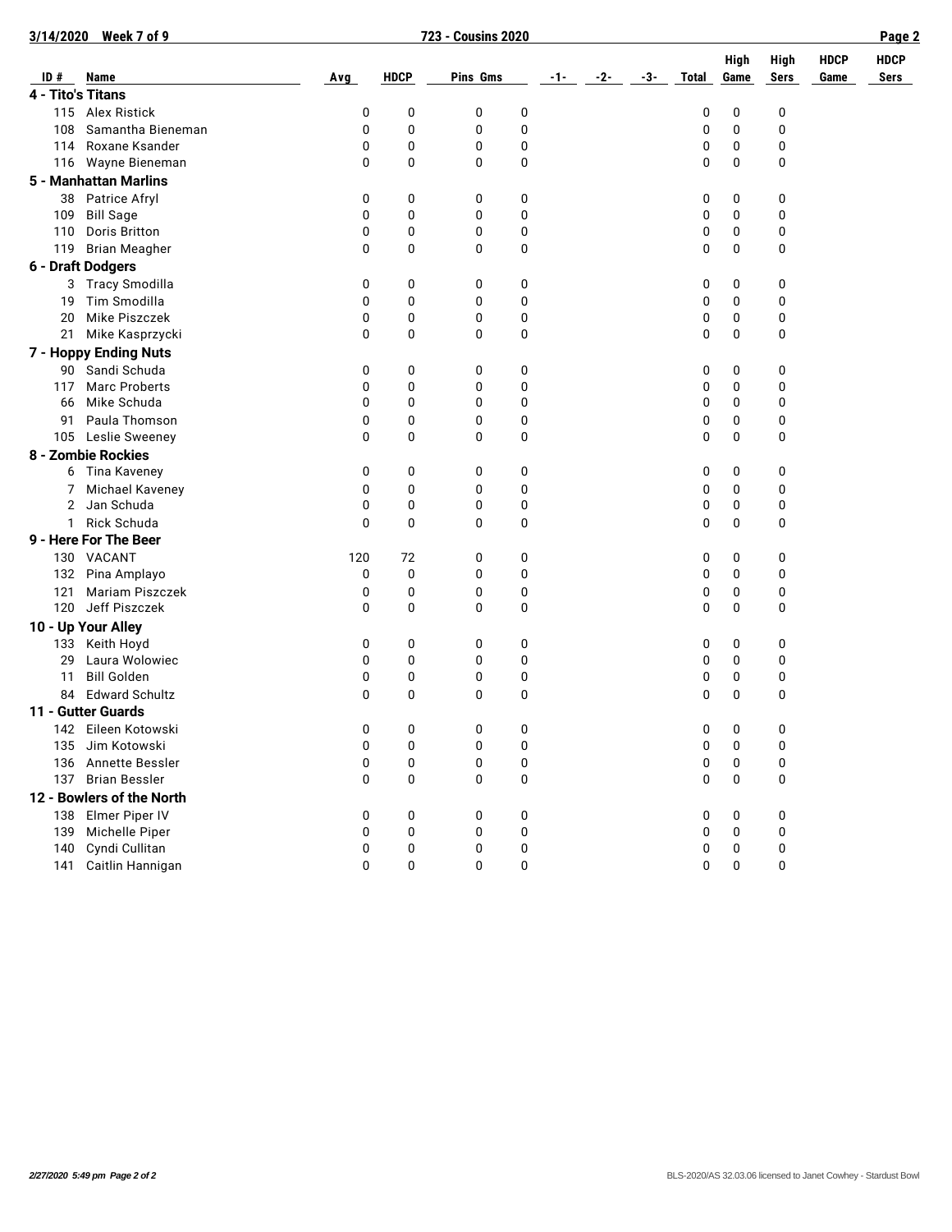| ID # | Name | Avg | HDCP | Pins | Gms | -1- | -2- | -3- | Total | High Game | High Sers | HDCP Game | HDCP Sers |
|---|---|---|---|---|---|---|---|---|---|---|---|---|---|
| **4 - Tito's Titans** | | | | | | | | | | | | | |
| 115 | Alex Ristick | 0 | 0 | 0 | 0 | | | | 0 | 0 | 0 | | |
| 108 | Samantha Bieneman | 0 | 0 | 0 | 0 | | | | 0 | 0 | 0 | | |
| 114 | Roxane Ksander | 0 | 0 | 0 | 0 | | | | 0 | 0 | 0 | | |
| 116 | Wayne Bieneman | 0 | 0 | 0 | 0 | | | | 0 | 0 | 0 | | |
| **5 - Manhattan Marlins** | | | | | | | | | | | | | |
| 38 | Patrice Afryl | 0 | 0 | 0 | 0 | | | | 0 | 0 | 0 | | |
| 109 | Bill Sage | 0 | 0 | 0 | 0 | | | | 0 | 0 | 0 | | |
| 110 | Doris Britton | 0 | 0 | 0 | 0 | | | | 0 | 0 | 0 | | |
| 119 | Brian Meagher | 0 | 0 | 0 | 0 | | | | 0 | 0 | 0 | | |
| **6 - Draft Dodgers** | | | | | | | | | | | | | |
| 3 | Tracy Smodilla | 0 | 0 | 0 | 0 | | | | 0 | 0 | 0 | | |
| 19 | Tim Smodilla | 0 | 0 | 0 | 0 | | | | 0 | 0 | 0 | | |
| 20 | Mike Piszczek | 0 | 0 | 0 | 0 | | | | 0 | 0 | 0 | | |
| 21 | Mike Kasprzycki | 0 | 0 | 0 | 0 | | | | 0 | 0 | 0 | | |
| **7 - Hoppy Ending Nuts** | | | | | | | | | | | | | |
| 90 | Sandi Schuda | 0 | 0 | 0 | 0 | | | | 0 | 0 | 0 | | |
| 117 | Marc Proberts | 0 | 0 | 0 | 0 | | | | 0 | 0 | 0 | | |
| 66 | Mike Schuda | 0 | 0 | 0 | 0 | | | | 0 | 0 | 0 | | |
| 91 | Paula Thomson | 0 | 0 | 0 | 0 | | | | 0 | 0 | 0 | | |
| 105 | Leslie Sweeney | 0 | 0 | 0 | 0 | | | | 0 | 0 | 0 | | |
| **8 - Zombie Rockies** | | | | | | | | | | | | | |
| 6 | Tina Kaveney | 0 | 0 | 0 | 0 | | | | 0 | 0 | 0 | | |
| 7 | Michael Kaveney | 0 | 0 | 0 | 0 | | | | 0 | 0 | 0 | | |
| 2 | Jan Schuda | 0 | 0 | 0 | 0 | | | | 0 | 0 | 0 | | |
| 1 | Rick Schuda | 0 | 0 | 0 | 0 | | | | 0 | 0 | 0 | | |
| **9 - Here For The Beer** | | | | | | | | | | | | | |
| 130 | VACANT | 120 | 72 | 0 | 0 | | | | 0 | 0 | 0 | | |
| 132 | Pina Amplayo | 0 | 0 | 0 | 0 | | | | 0 | 0 | 0 | | |
| 121 | Mariam Piszczek | 0 | 0 | 0 | 0 | | | | 0 | 0 | 0 | | |
| 120 | Jeff Piszczek | 0 | 0 | 0 | 0 | | | | 0 | 0 | 0 | | |
| **10 - Up Your Alley** | | | | | | | | | | | | | |
| 133 | Keith Hoyd | 0 | 0 | 0 | 0 | | | | 0 | 0 | 0 | | |
| 29 | Laura Wolowiec | 0 | 0 | 0 | 0 | | | | 0 | 0 | 0 | | |
| 11 | Bill Golden | 0 | 0 | 0 | 0 | | | | 0 | 0 | 0 | | |
| 84 | Edward Schultz | 0 | 0 | 0 | 0 | | | | 0 | 0 | 0 | | |
| **11 - Gutter Guards** | | | | | | | | | | | | | |
| 142 | Eileen Kotowski | 0 | 0 | 0 | 0 | | | | 0 | 0 | 0 | | |
| 135 | Jim Kotowski | 0 | 0 | 0 | 0 | | | | 0 | 0 | 0 | | |
| 136 | Annette Bessler | 0 | 0 | 0 | 0 | | | | 0 | 0 | 0 | | |
| 137 | Brian Bessler | 0 | 0 | 0 | 0 | | | | 0 | 0 | 0 | | |
| **12 - Bowlers of the North** | | | | | | | | | | | | | |
| 138 | Elmer Piper IV | 0 | 0 | 0 | 0 | | | | 0 | 0 | 0 | | |
| 139 | Michelle Piper | 0 | 0 | 0 | 0 | | | | 0 | 0 | 0 | | |
| 140 | Cyndi Cullitan | 0 | 0 | 0 | 0 | | | | 0 | 0 | 0 | | |
| 141 | Caitlin Hannigan | 0 | 0 | 0 | 0 | | | | 0 | 0 | 0 | | |